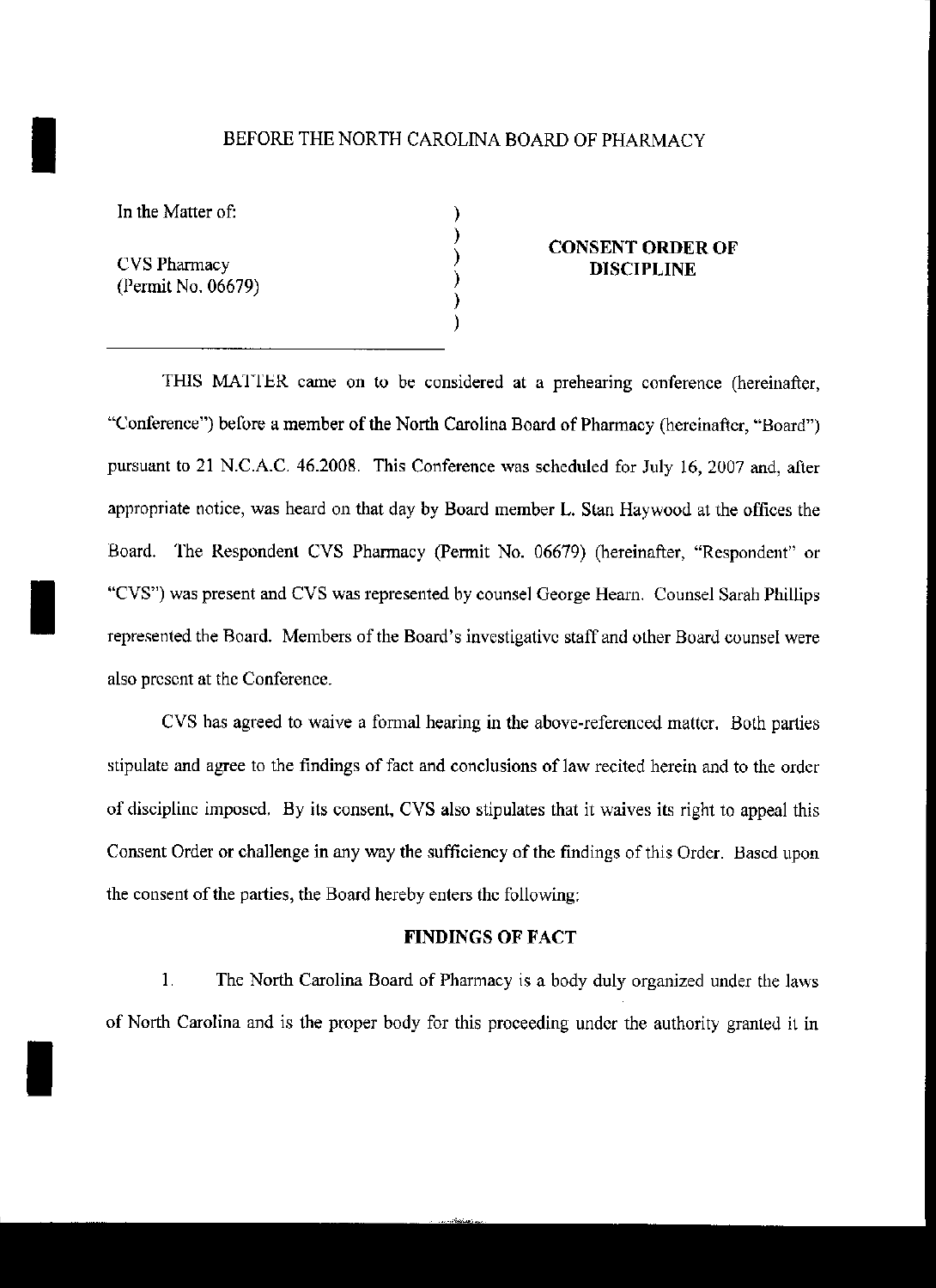BEFORE THE NORTH CAROLINA BOARD OF PHARMACY

In the Matter of:

CVS Pharmacy
(Permit No. 06679)

**CONSENT ORDER OF DISCIPLINE**

---

THIS MATTER came on to be considered at a prehearing conference (hereinafter, "Conference") before a member of the North Carolina Board of Pharmacy (hereinafter, "Board") pursuant to 21 N.C.A.C. 46.2008. This Conference was scheduled for July 16, 2007 and, after appropriate notice, was heard on that day by Board member L. Stan Haywood at the offices the Board. The Respondent CVS Pharmacy (Permit No. 06679) (hereinafter, "Respondent" or "CVS") was present and CVS was represented by counsel George Hearn. Counsel Sarah Phillips represented the Board. Members of the Board's investigative staff and other Board counsel were also present at the Conference.

CVS has agreed to waive a formal hearing in the above-referenced matter. Both parties stipulate and agree to the findings of fact and conclusions of law recited herein and to the order of discipline imposed. By its consent, CVS also stipulates that it waives its right to appeal this Consent Order or challenge in any way the sufficiency of the findings of this Order. Based upon the consent of the parties, the Board hereby enters the following:

**FINDINGS OF FACT**

1. The North Carolina Board of Pharmacy is a body duly organized under the laws of North Carolina and is the proper body for this proceeding under the authority granted it in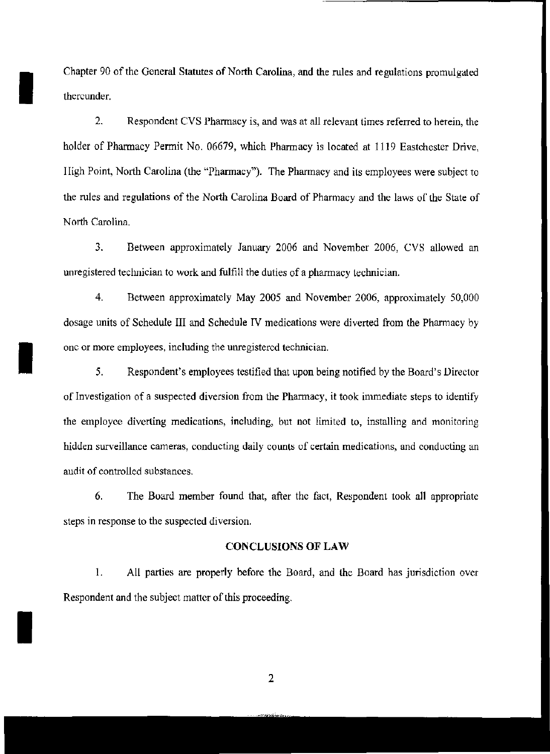Chapter 90 of the General Statutes of North Carolina, and the rules and regulations promulgated thereunder.

2. Respondent CVS Pharmacy is, and was at all relevant times referred to herein, the holder of Pharmacy Permit No. 06679, which Pharmacy is located at 1119 Eastchester Drive, High Point, North Carolina (the "Pharmacy"). The Pharmacy and its employees were subject to the rules and regulations of the North Carolina Board of Pharmacy and the laws of the State of North Carolina.

3. Between approximately January 2006 and November 2006, CVS allowed an unregistered technician to work and fulfill the duties of a pharmacy technician.

4. Between approximately May 2005 and November 2006, approximately 50,000 dosage units of Schedule III and Schedule IV medications were diverted from the Pharmacy by one or more employees, including the unregistered technician.

5. Respondent's employees testified that upon being notified by the Board's Director of Investigation of a suspected diversion from the Pharmacy, it took immediate steps to identify the employee diverting medications, including, but not limited to, installing and monitoring hidden surveillance cameras, conducting daily counts of certain medications, and conducting an audit of controlled substances.

6. The Board member found that, after the fact, Respondent took all appropriate steps in response to the suspected diversion.

## CONCLUSIONS OF LAW

1. All parties are properly before the Board, and the Board has jurisdiction over Respondent and the subject matter of this proceeding.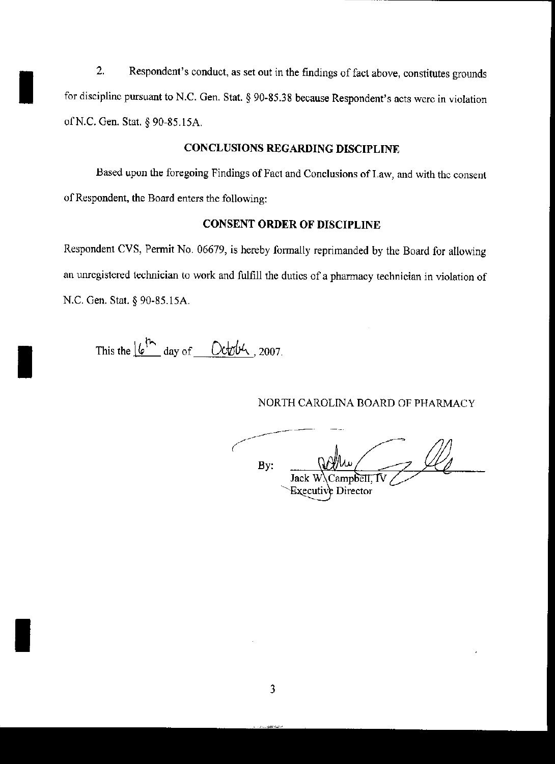2. Respondent's conduct, as set out in the findings of fact above, constitutes grounds for discipline pursuant to N.C. Gen. Stat. § 90-85.38 because Respondent's acts were in violation of N.C. Gen. Stat. § 90-85.15A.

## CONCLUSIONS REGARDING DISCIPLINE

Based upon the foregoing Findings of Fact and Conclusions of Law, and with the consent of Respondent, the Board enters the following:

## CONSENT ORDER OF DISCIPLINE

Respondent CVS, Permit No. 06679, is hereby formally reprimanded by the Board for allowing an unregistered technician to work and fulfill the duties of a pharmacy technician in violation of N.C. Gen. Stat. § 90-85.15A.

This the 16th day of October, 2007.

NORTH CAROLINA BOARD OF PHARMACY

By: ______________________
Jack W. Campbell, IV
Executive Director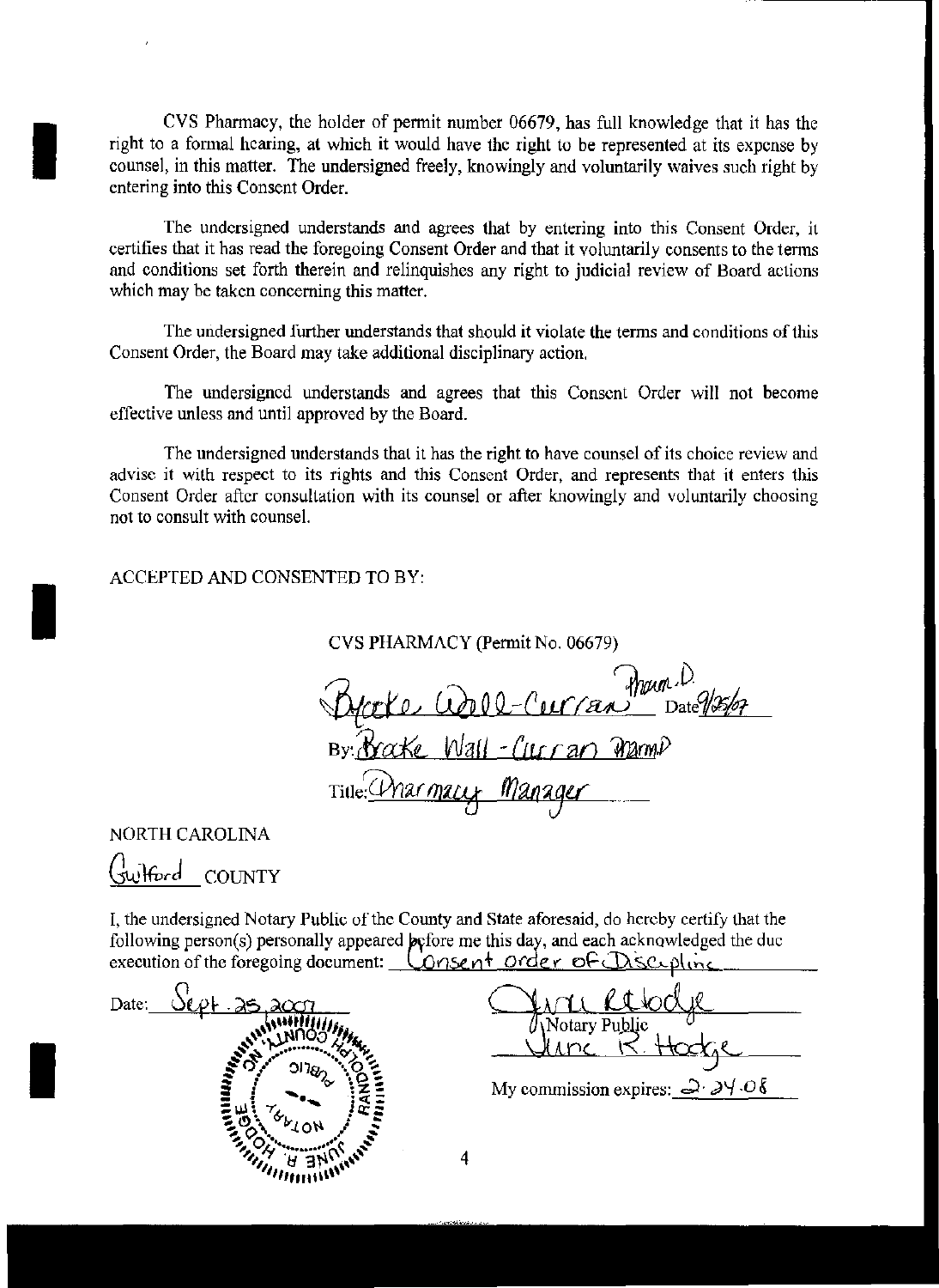CVS Pharmacy, the holder of permit number 06679, has full knowledge that it has the right to a formal hearing, at which it would have the right to be represented at its expense by counsel, in this matter. The undersigned freely, knowingly and voluntarily waives such right by entering into this Consent Order.

The undersigned understands and agrees that by entering into this Consent Order, it certifies that it has read the foregoing Consent Order and that it voluntarily consents to the terms and conditions set forth therein and relinquishes any right to judicial review of Board actions which may be taken concerning this matter.

The undersigned further understands that should it violate the terms and conditions of this Consent Order, the Board may take additional disciplinary action.

The undersigned understands and agrees that this Consent Order will not become effective unless and until approved by the Board.

The undersigned understands that it has the right to have counsel of its choice review and advise it with respect to its rights and this Consent Order, and represents that it enters this Consent Order after consultation with its counsel or after knowingly and voluntarily choosing not to consult with counsel.

ACCEPTED AND CONSENTED TO BY:

CVS PHARMACY (Permit No. 06679)

Brooke Wall-Curran PharmD Date 9/25/07

By: Brooke Wall-Curran PharmD

Title: Pharmacy Manager

NORTH CAROLINA

Guilford COUNTY

I, the undersigned Notary Public of the County and State aforesaid, do hereby certify that the following person(s) personally appeared before me this day, and each acknowledged the due execution of the foregoing document: Consent Order of Discipline

Date: Sept. 25 2007

June R Hodge
Notary Public
June R. Hodge

My commission expires: 2-24-08

(Seal: JUNE R. HODGE, NOTARY PUBLIC, RANDOLPH COUNTY, NC)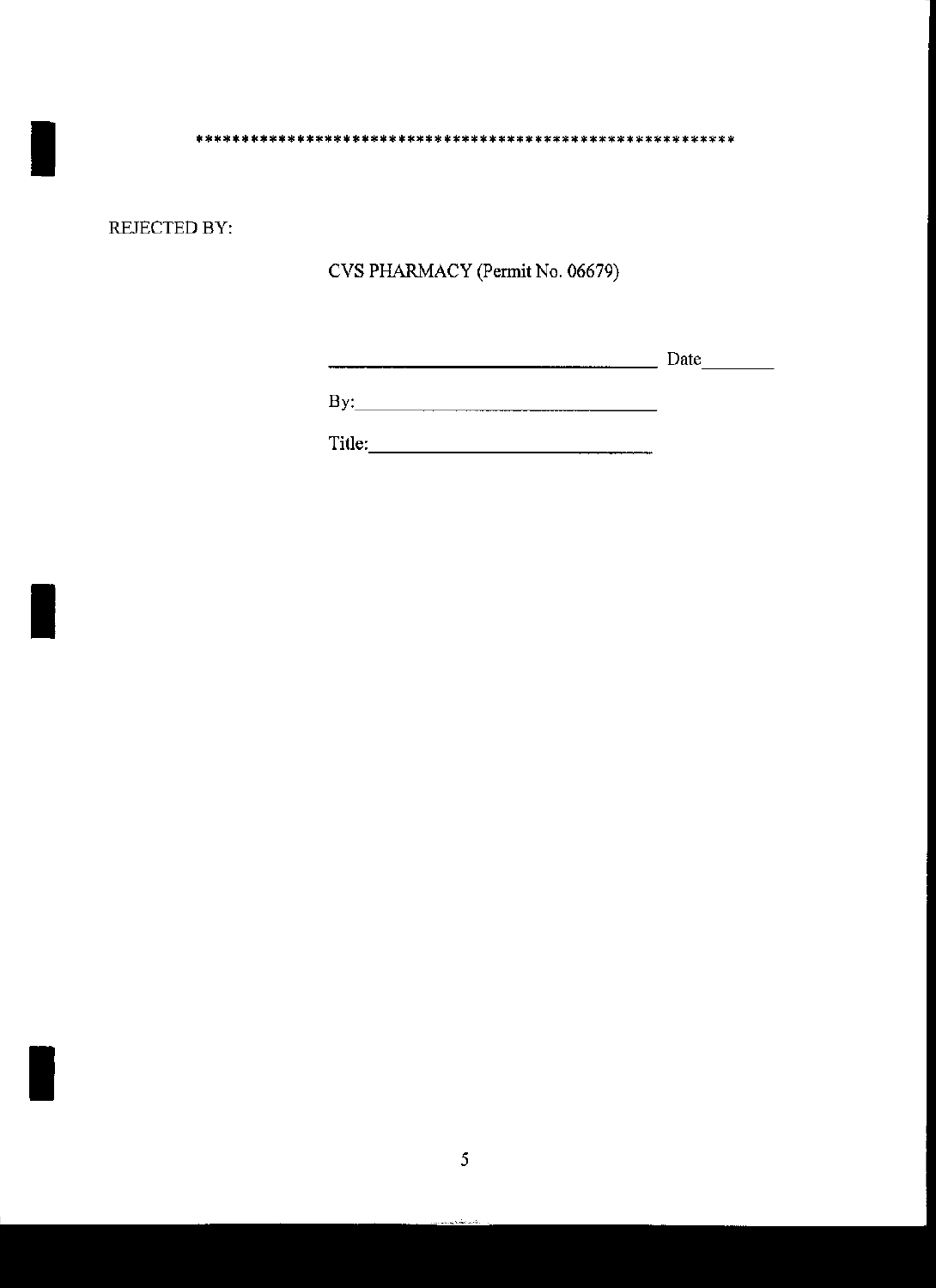************************************************************

REJECTED BY:

CVS PHARMACY (Permit No. 06679)

\_\_\_\_\_\_\_\_\_\_\_\_\_\_\_\_\_\_\_\_\_\_\_\_\_\_\_\_\_\_\_\_ Date\_\_\_\_\_\_\_\_

By:\_\_\_\_\_\_\_\_\_\_\_\_\_\_\_\_\_\_\_\_\_\_\_\_\_\_\_\_\_\_

Title:\_\_\_\_\_\_\_\_\_\_\_\_\_\_\_\_\_\_\_\_\_\_\_\_\_\_\_\_\_